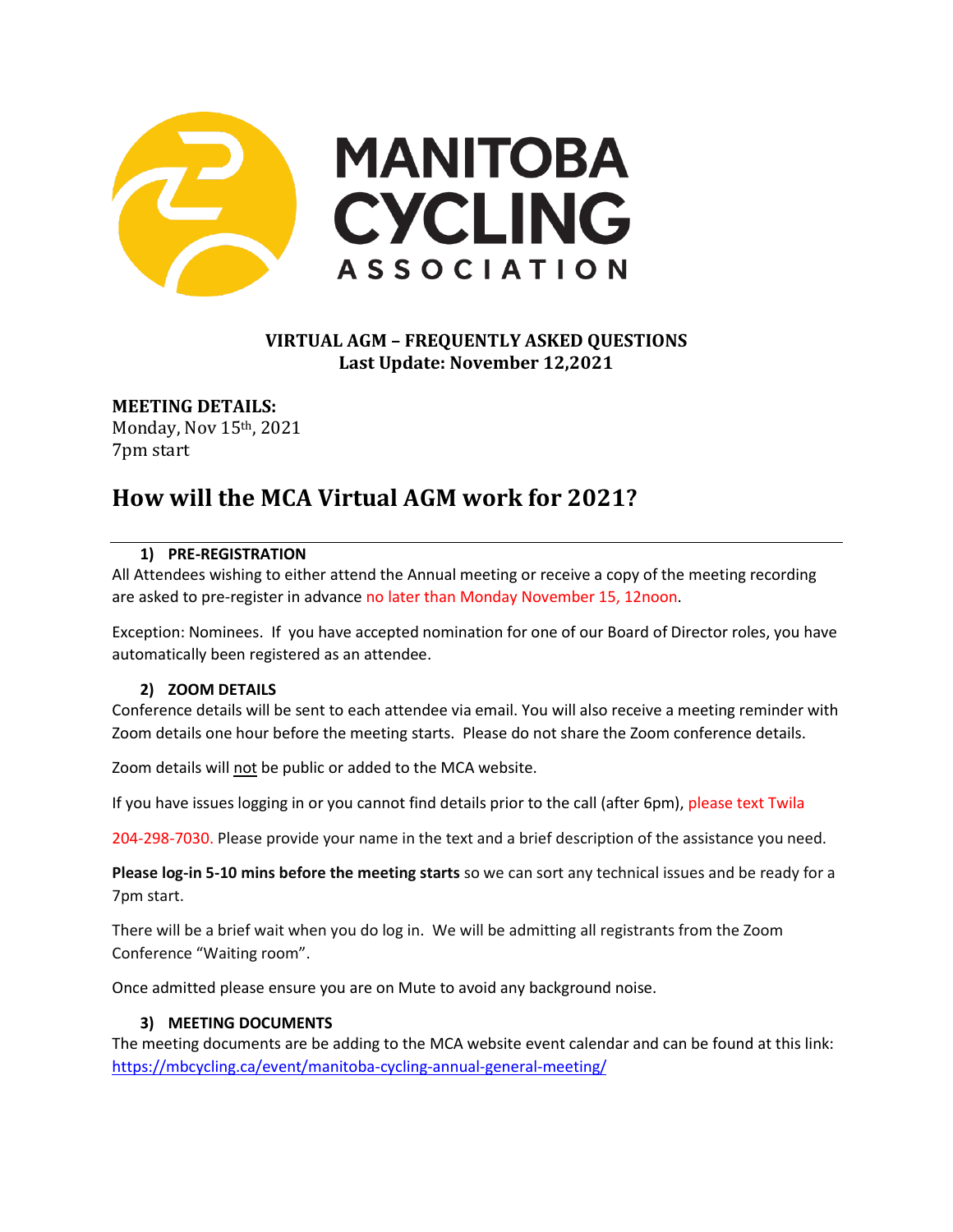MANITOBA CYCLING ASSOCIATION

**VIRTUAL AGM – FREQUENTLY ASKED QUESTIONS**
**Last Update: November 12,2021**

**MEETING DETAILS:**
Monday, Nov 15th, 2021
7pm start

# How will the MCA Virtual AGM work for 2021?

### 1) PRE-REGISTRATION

All Attendees wishing to either attend the Annual meeting or receive a copy of the meeting recording are asked to pre-register in advance no later than Monday November 15, 12noon.

Exception: Nominees. If you have accepted nomination for one of our Board of Director roles, you have automatically been registered as an attendee.

### 2) ZOOM DETAILS

Conference details will be sent to each attendee via email. You will also receive a meeting reminder with Zoom details one hour before the meeting starts. Please do not share the Zoom conference details.

Zoom details will not be public or added to the MCA website.

If you have issues logging in or you cannot find details prior to the call (after 6pm), please text Twila 204-298-7030. Please provide your name in the text and a brief description of the assistance you need.

**Please log-in 5-10 mins before the meeting starts** so we can sort any technical issues and be ready for a 7pm start.

There will be a brief wait when you do log in. We will be admitting all registrants from the Zoom Conference "Waiting room".

Once admitted please ensure you are on Mute to avoid any background noise.

### 3) MEETING DOCUMENTS

The meeting documents are be adding to the MCA website event calendar and can be found at this link: https://mbcycling.ca/event/manitoba-cycling-annual-general-meeting/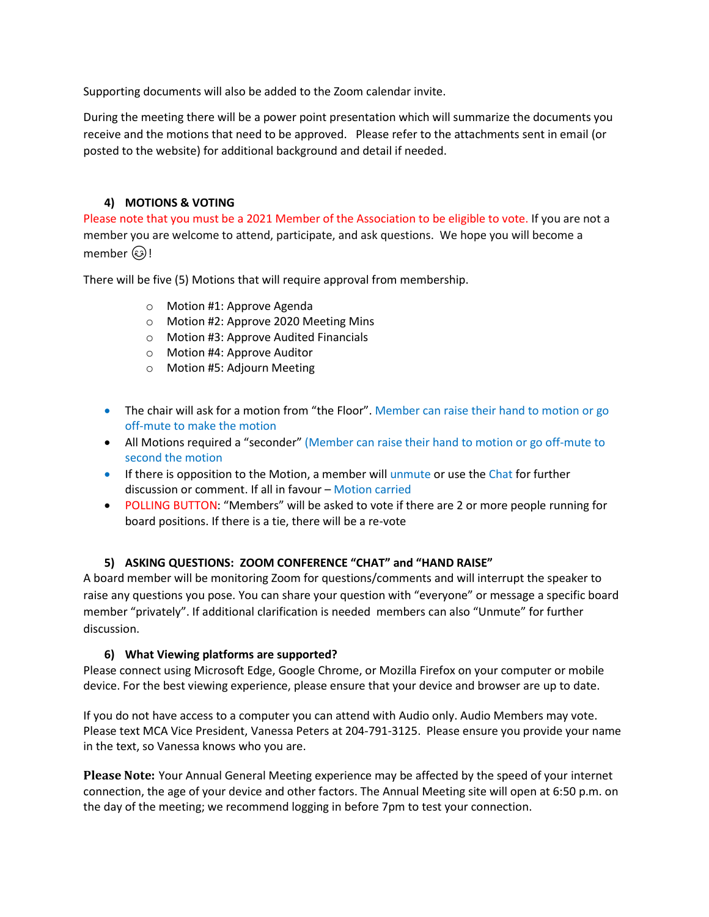Supporting documents will also be added to the Zoom calendar invite.

During the meeting there will be a power point presentation which will summarize the documents you receive and the motions that need to be approved. Please refer to the attachments sent in email (or posted to the website) for additional background and detail if needed.

### 4) MOTIONS & VOTING

Please note that you must be a 2021 Member of the Association to be eligible to vote. If you are not a member you are welcome to attend, participate, and ask questions. We hope you will become a member 😉!

There will be five (5) Motions that will require approval from membership.

- Motion #1: Approve Agenda
- Motion #2: Approve 2020 Meeting Mins
- Motion #3: Approve Audited Financials
- Motion #4: Approve Auditor
- Motion #5: Adjourn Meeting

- The chair will ask for a motion from "the Floor". Member can raise their hand to motion or go off-mute to make the motion
- All Motions required a "seconder" (Member can raise their hand to motion or go off-mute to second the motion
- If there is opposition to the Motion, a member will unmute or use the Chat for further discussion or comment. If all in favour – Motion carried
- POLLING BUTTON: "Members" will be asked to vote if there are 2 or more people running for board positions. If there is a tie, there will be a re-vote

### 5) ASKING QUESTIONS: ZOOM CONFERENCE "CHAT" and "HAND RAISE"

A board member will be monitoring Zoom for questions/comments and will interrupt the speaker to raise any questions you pose. You can share your question with "everyone" or message a specific board member "privately". If additional clarification is needed members can also "Unmute" for further discussion.

### 6) What Viewing platforms are supported?

Please connect using Microsoft Edge, Google Chrome, or Mozilla Firefox on your computer or mobile device. For the best viewing experience, please ensure that your device and browser are up to date.

If you do not have access to a computer you can attend with Audio only. Audio Members may vote. Please text MCA Vice President, Vanessa Peters at 204-791-3125. Please ensure you provide your name in the text, so Vanessa knows who you are.

**Please Note:** Your Annual General Meeting experience may be affected by the speed of your internet connection, the age of your device and other factors. The Annual Meeting site will open at 6:50 p.m. on the day of the meeting; we recommend logging in before 7pm to test your connection.